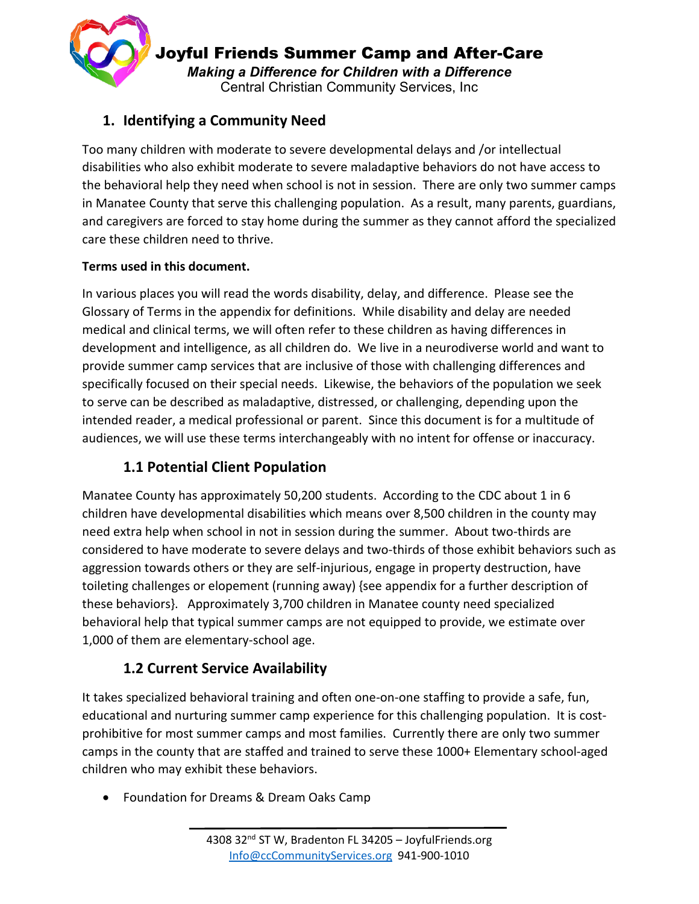# Joyful Friends Summer Camp and After-Care

***Making a Difference for Children with a Difference***

Central Christian Community Services, Inc

## 1. Identifying a Community Need

Too many children with moderate to severe developmental delays and /or intellectual disabilities who also exhibit moderate to severe maladaptive behaviors do not have access to the behavioral help they need when school is not in session. There are only two summer camps in Manatee County that serve this challenging population. As a result, many parents, guardians, and caregivers are forced to stay home during the summer as they cannot afford the specialized care these children need to thrive.

**Terms used in this document.**

In various places you will read the words disability, delay, and difference. Please see the Glossary of Terms in the appendix for definitions. While disability and delay are needed medical and clinical terms, we will often refer to these children as having differences in development and intelligence, as all children do. We live in a neurodiverse world and want to provide summer camp services that are inclusive of those with challenging differences and specifically focused on their special needs. Likewise, the behaviors of the population we seek to serve can be described as maladaptive, distressed, or challenging, depending upon the intended reader, a medical professional or parent. Since this document is for a multitude of audiences, we will use these terms interchangeably with no intent for offense or inaccuracy.

### 1.1 Potential Client Population

Manatee County has approximately 50,200 students. According to the CDC about 1 in 6 children have developmental disabilities which means over 8,500 children in the county may need extra help when school in not in session during the summer. About two-thirds are considered to have moderate to severe delays and two-thirds of those exhibit behaviors such as aggression towards others or they are self-injurious, engage in property destruction, have toileting challenges or elopement (running away) {see appendix for a further description of these behaviors}. Approximately 3,700 children in Manatee county need specialized behavioral help that typical summer camps are not equipped to provide, we estimate over 1,000 of them are elementary-school age.

### 1.2 Current Service Availability

It takes specialized behavioral training and often one-on-one staffing to provide a safe, fun, educational and nurturing summer camp experience for this challenging population. It is cost-prohibitive for most summer camps and most families. Currently there are only two summer camps in the county that are staffed and trained to serve these 1000+ Elementary school-aged children who may exhibit these behaviors.

- Foundation for Dreams & Dream Oaks Camp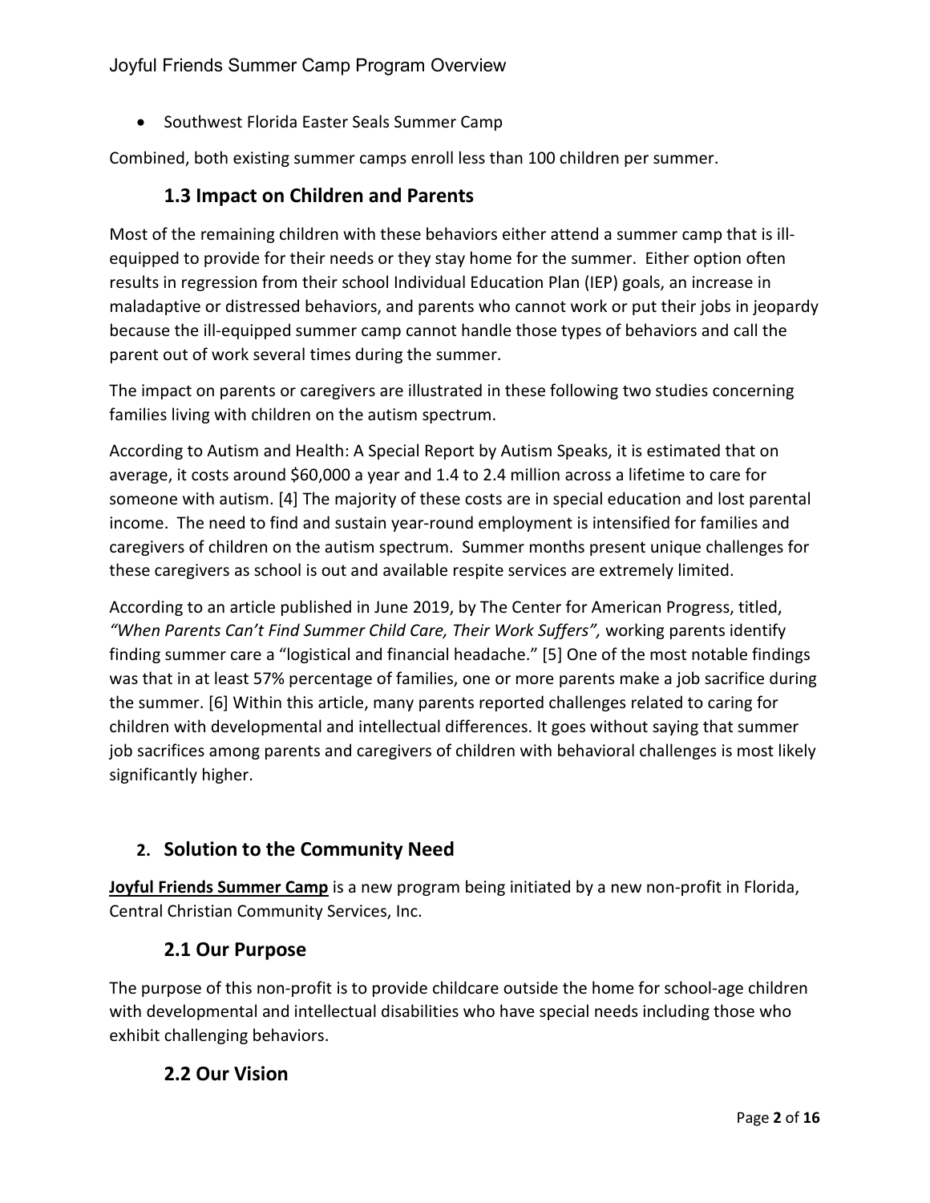- Southwest Florida Easter Seals Summer Camp

Combined, both existing summer camps enroll less than 100 children per summer.

### 1.3 Impact on Children and Parents

Most of the remaining children with these behaviors either attend a summer camp that is ill-equipped to provide for their needs or they stay home for the summer. Either option often results in regression from their school Individual Education Plan (IEP) goals, an increase in maladaptive or distressed behaviors, and parents who cannot work or put their jobs in jeopardy because the ill-equipped summer camp cannot handle those types of behaviors and call the parent out of work several times during the summer.

The impact on parents or caregivers are illustrated in these following two studies concerning families living with children on the autism spectrum.

According to Autism and Health: A Special Report by Autism Speaks, it is estimated that on average, it costs around $60,000 a year and 1.4 to 2.4 million across a lifetime to care for someone with autism. [4] The majority of these costs are in special education and lost parental income. The need to find and sustain year-round employment is intensified for families and caregivers of children on the autism spectrum. Summer months present unique challenges for these caregivers as school is out and available respite services are extremely limited.

According to an article published in June 2019, by The Center for American Progress, titled, *"When Parents Can't Find Summer Child Care, Their Work Suffers",* working parents identify finding summer care a "logistical and financial headache." [5] One of the most notable findings was that in at least 57% percentage of families, one or more parents make a job sacrifice during the summer. [6] Within this article, many parents reported challenges related to caring for children with developmental and intellectual differences. It goes without saying that summer job sacrifices among parents and caregivers of children with behavioral challenges is most likely significantly higher.

## 2. Solution to the Community Need

**Joyful Friends Summer Camp** is a new program being initiated by a new non-profit in Florida, Central Christian Community Services, Inc.

### 2.1 Our Purpose

The purpose of this non-profit is to provide childcare outside the home for school-age children with developmental and intellectual disabilities who have special needs including those who exhibit challenging behaviors.

### 2.2 Our Vision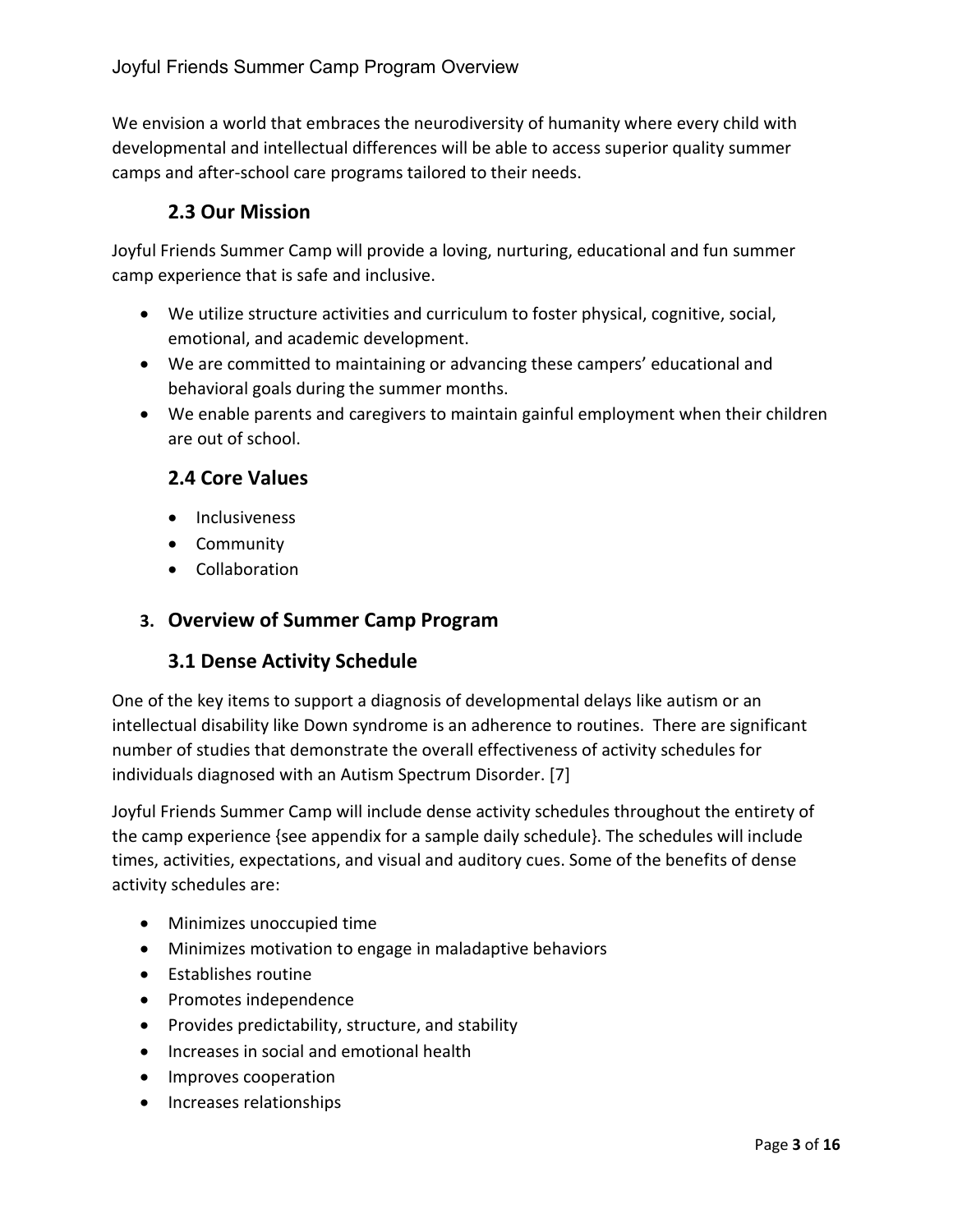We envision a world that embraces the neurodiversity of humanity where every child with developmental and intellectual differences will be able to access superior quality summer camps and after-school care programs tailored to their needs.

### 2.3 Our Mission

Joyful Friends Summer Camp will provide a loving, nurturing, educational and fun summer camp experience that is safe and inclusive.

- We utilize structure activities and curriculum to foster physical, cognitive, social, emotional, and academic development.
- We are committed to maintaining or advancing these campers' educational and behavioral goals during the summer months.
- We enable parents and caregivers to maintain gainful employment when their children are out of school.

### 2.4 Core Values

- Inclusiveness
- Community
- Collaboration

## 3. Overview of Summer Camp Program

### 3.1 Dense Activity Schedule

One of the key items to support a diagnosis of developmental delays like autism or an intellectual disability like Down syndrome is an adherence to routines. There are significant number of studies that demonstrate the overall effectiveness of activity schedules for individuals diagnosed with an Autism Spectrum Disorder. [7]

Joyful Friends Summer Camp will include dense activity schedules throughout the entirety of the camp experience {see appendix for a sample daily schedule}. The schedules will include times, activities, expectations, and visual and auditory cues. Some of the benefits of dense activity schedules are:

- Minimizes unoccupied time
- Minimizes motivation to engage in maladaptive behaviors
- Establishes routine
- Promotes independence
- Provides predictability, structure, and stability
- Increases in social and emotional health
- Improves cooperation
- Increases relationships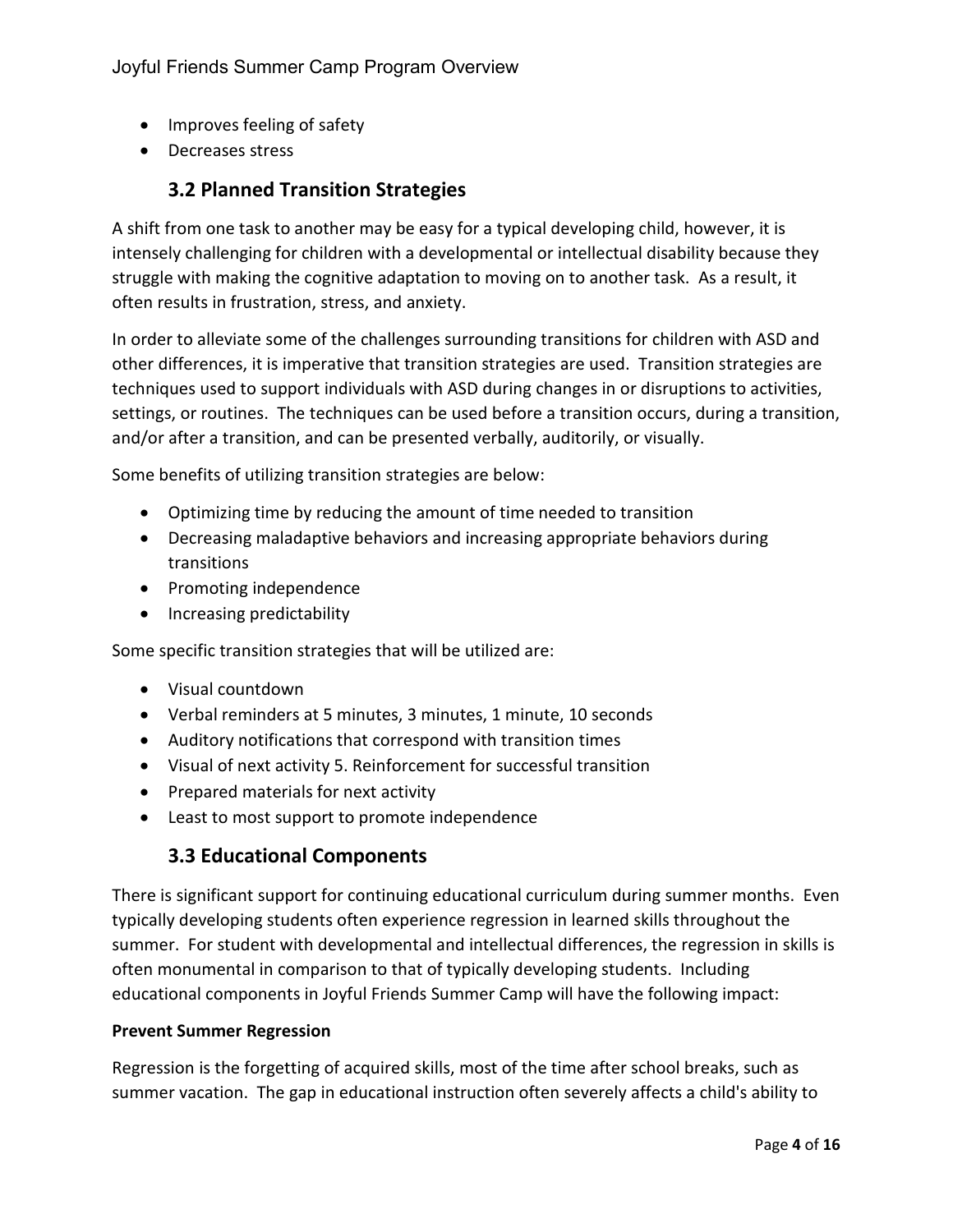- Improves feeling of safety
- Decreases stress

## 3.2 Planned Transition Strategies

A shift from one task to another may be easy for a typical developing child, however, it is intensely challenging for children with a developmental or intellectual disability because they struggle with making the cognitive adaptation to moving on to another task. As a result, it often results in frustration, stress, and anxiety.

In order to alleviate some of the challenges surrounding transitions for children with ASD and other differences, it is imperative that transition strategies are used. Transition strategies are techniques used to support individuals with ASD during changes in or disruptions to activities, settings, or routines. The techniques can be used before a transition occurs, during a transition, and/or after a transition, and can be presented verbally, auditorily, or visually.

Some benefits of utilizing transition strategies are below:

- Optimizing time by reducing the amount of time needed to transition
- Decreasing maladaptive behaviors and increasing appropriate behaviors during transitions
- Promoting independence
- Increasing predictability

Some specific transition strategies that will be utilized are:

- Visual countdown
- Verbal reminders at 5 minutes, 3 minutes, 1 minute, 10 seconds
- Auditory notifications that correspond with transition times
- Visual of next activity 5. Reinforcement for successful transition
- Prepared materials for next activity
- Least to most support to promote independence

## 3.3 Educational Components

There is significant support for continuing educational curriculum during summer months. Even typically developing students often experience regression in learned skills throughout the summer. For student with developmental and intellectual differences, the regression in skills is often monumental in comparison to that of typically developing students. Including educational components in Joyful Friends Summer Camp will have the following impact:

**Prevent Summer Regression**

Regression is the forgetting of acquired skills, most of the time after school breaks, such as summer vacation. The gap in educational instruction often severely affects a child's ability to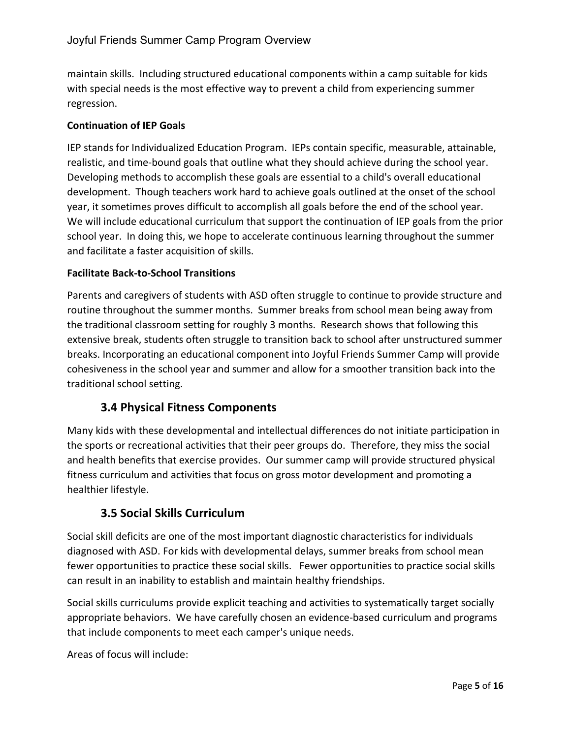maintain skills. Including structured educational components within a camp suitable for kids with special needs is the most effective way to prevent a child from experiencing summer regression.

**Continuation of IEP Goals**

IEP stands for Individualized Education Program. IEPs contain specific, measurable, attainable, realistic, and time-bound goals that outline what they should achieve during the school year. Developing methods to accomplish these goals are essential to a child's overall educational development. Though teachers work hard to achieve goals outlined at the onset of the school year, it sometimes proves difficult to accomplish all goals before the end of the school year. We will include educational curriculum that support the continuation of IEP goals from the prior school year. In doing this, we hope to accelerate continuous learning throughout the summer and facilitate a faster acquisition of skills.

**Facilitate Back-to-School Transitions**

Parents and caregivers of students with ASD often struggle to continue to provide structure and routine throughout the summer months. Summer breaks from school mean being away from the traditional classroom setting for roughly 3 months. Research shows that following this extensive break, students often struggle to transition back to school after unstructured summer breaks. Incorporating an educational component into Joyful Friends Summer Camp will provide cohesiveness in the school year and summer and allow for a smoother transition back into the traditional school setting.

## 3.4 Physical Fitness Components

Many kids with these developmental and intellectual differences do not initiate participation in the sports or recreational activities that their peer groups do. Therefore, they miss the social and health benefits that exercise provides. Our summer camp will provide structured physical fitness curriculum and activities that focus on gross motor development and promoting a healthier lifestyle.

## 3.5 Social Skills Curriculum

Social skill deficits are one of the most important diagnostic characteristics for individuals diagnosed with ASD. For kids with developmental delays, summer breaks from school mean fewer opportunities to practice these social skills. Fewer opportunities to practice social skills can result in an inability to establish and maintain healthy friendships.

Social skills curriculums provide explicit teaching and activities to systematically target socially appropriate behaviors. We have carefully chosen an evidence-based curriculum and programs that include components to meet each camper's unique needs.

Areas of focus will include: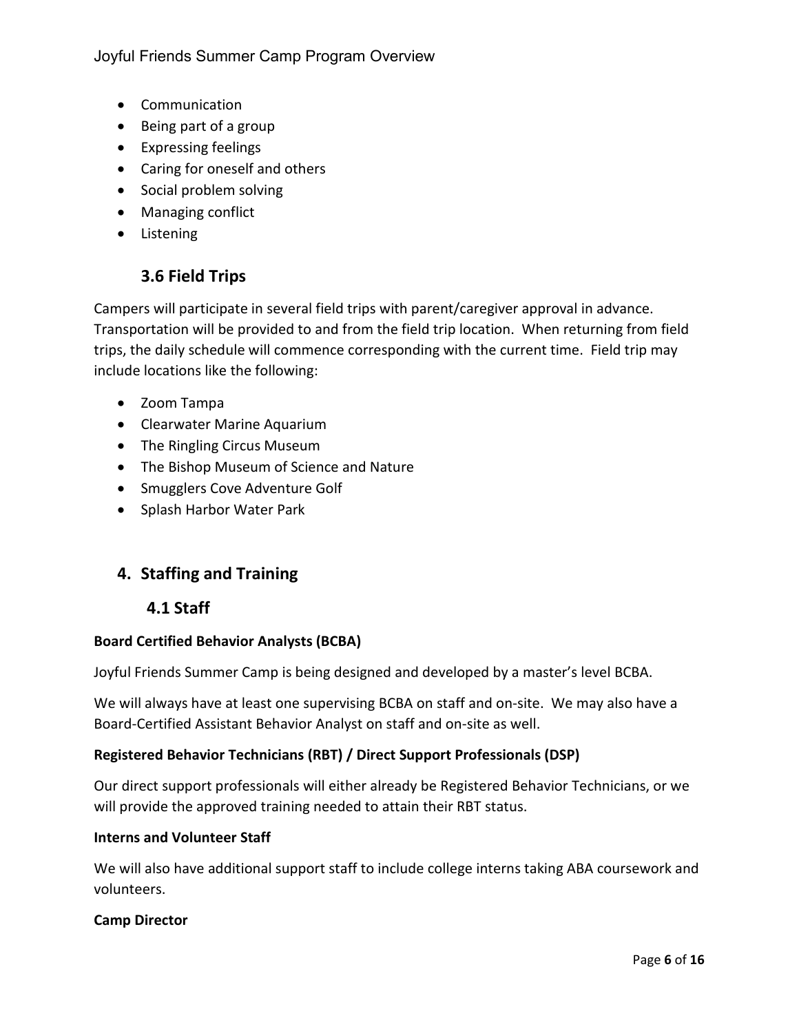- Communication
- Being part of a group
- Expressing feelings
- Caring for oneself and others
- Social problem solving
- Managing conflict
- Listening

### 3.6 Field Trips

Campers will participate in several field trips with parent/caregiver approval in advance. Transportation will be provided to and from the field trip location. When returning from field trips, the daily schedule will commence corresponding with the current time. Field trip may include locations like the following:

- Zoom Tampa
- Clearwater Marine Aquarium
- The Ringling Circus Museum
- The Bishop Museum of Science and Nature
- Smugglers Cove Adventure Golf
- Splash Harbor Water Park

## 4. Staffing and Training

### 4.1 Staff

**Board Certified Behavior Analysts (BCBA)**

Joyful Friends Summer Camp is being designed and developed by a master's level BCBA.

We will always have at least one supervising BCBA on staff and on-site. We may also have a Board-Certified Assistant Behavior Analyst on staff and on-site as well.

**Registered Behavior Technicians (RBT) / Direct Support Professionals (DSP)**

Our direct support professionals will either already be Registered Behavior Technicians, or we will provide the approved training needed to attain their RBT status.

**Interns and Volunteer Staff**

We will also have additional support staff to include college interns taking ABA coursework and volunteers.

**Camp Director**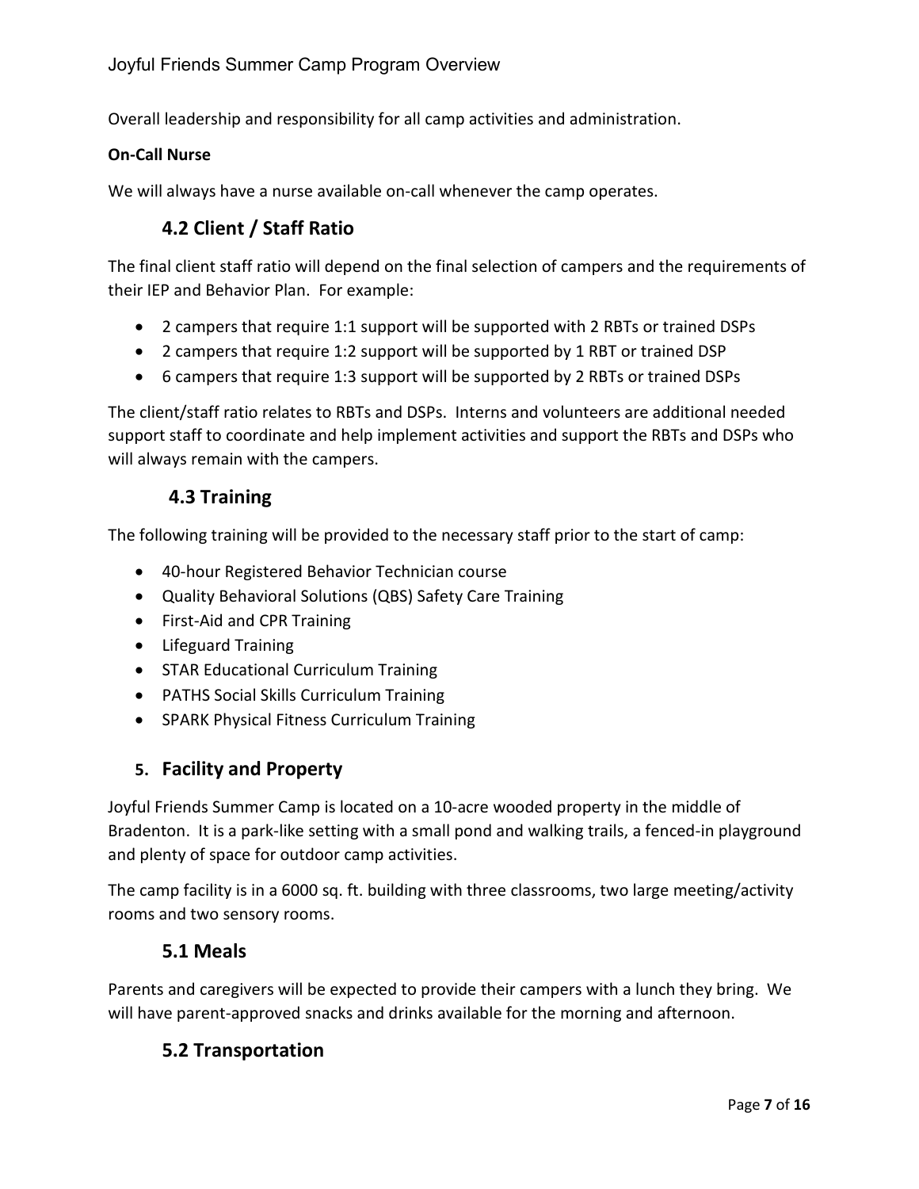Overall leadership and responsibility for all camp activities and administration.

**On-Call Nurse**

We will always have a nurse available on-call whenever the camp operates.

### 4.2 Client / Staff Ratio

The final client staff ratio will depend on the final selection of campers and the requirements of their IEP and Behavior Plan. For example:

- 2 campers that require 1:1 support will be supported with 2 RBTs or trained DSPs
- 2 campers that require 1:2 support will be supported by 1 RBT or trained DSP
- 6 campers that require 1:3 support will be supported by 2 RBTs or trained DSPs

The client/staff ratio relates to RBTs and DSPs. Interns and volunteers are additional needed support staff to coordinate and help implement activities and support the RBTs and DSPs who will always remain with the campers.

### 4.3 Training

The following training will be provided to the necessary staff prior to the start of camp:

- 40-hour Registered Behavior Technician course
- Quality Behavioral Solutions (QBS) Safety Care Training
- First-Aid and CPR Training
- Lifeguard Training
- STAR Educational Curriculum Training
- PATHS Social Skills Curriculum Training
- SPARK Physical Fitness Curriculum Training

## 5. Facility and Property

Joyful Friends Summer Camp is located on a 10-acre wooded property in the middle of Bradenton. It is a park-like setting with a small pond and walking trails, a fenced-in playground and plenty of space for outdoor camp activities.

The camp facility is in a 6000 sq. ft. building with three classrooms, two large meeting/activity rooms and two sensory rooms.

### 5.1 Meals

Parents and caregivers will be expected to provide their campers with a lunch they bring. We will have parent-approved snacks and drinks available for the morning and afternoon.

### 5.2 Transportation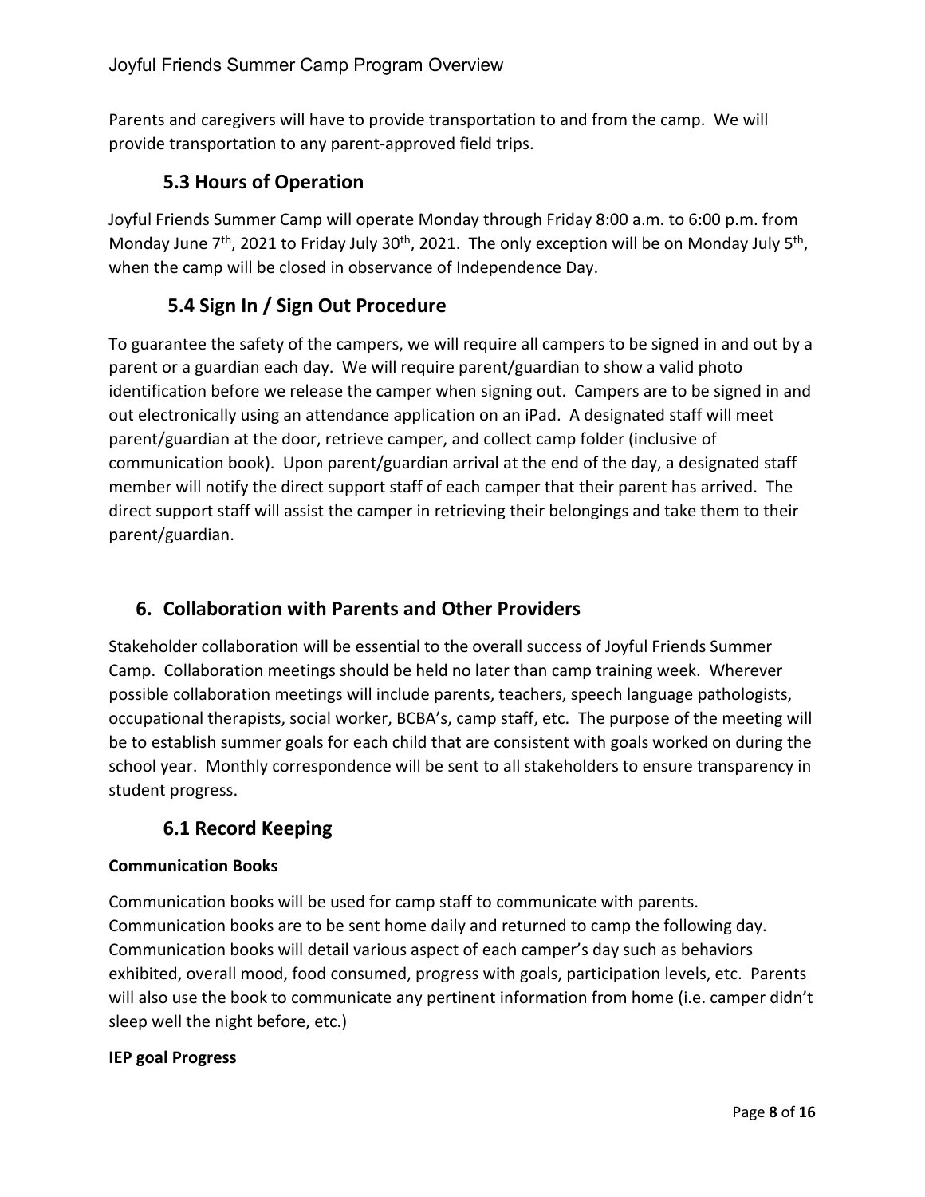Parents and caregivers will have to provide transportation to and from the camp. We will provide transportation to any parent-approved field trips.

## 5.3 Hours of Operation

Joyful Friends Summer Camp will operate Monday through Friday 8:00 a.m. to 6:00 p.m. from Monday June 7th, 2021 to Friday July 30th, 2021. The only exception will be on Monday July 5th, when the camp will be closed in observance of Independence Day.

## 5.4 Sign In / Sign Out Procedure

To guarantee the safety of the campers, we will require all campers to be signed in and out by a parent or a guardian each day. We will require parent/guardian to show a valid photo identification before we release the camper when signing out. Campers are to be signed in and out electronically using an attendance application on an iPad. A designated staff will meet parent/guardian at the door, retrieve camper, and collect camp folder (inclusive of communication book). Upon parent/guardian arrival at the end of the day, a designated staff member will notify the direct support staff of each camper that their parent has arrived. The direct support staff will assist the camper in retrieving their belongings and take them to their parent/guardian.

# 6. Collaboration with Parents and Other Providers

Stakeholder collaboration will be essential to the overall success of Joyful Friends Summer Camp. Collaboration meetings should be held no later than camp training week. Wherever possible collaboration meetings will include parents, teachers, speech language pathologists, occupational therapists, social worker, BCBA's, camp staff, etc. The purpose of the meeting will be to establish summer goals for each child that are consistent with goals worked on during the school year. Monthly correspondence will be sent to all stakeholders to ensure transparency in student progress.

## 6.1 Record Keeping

**Communication Books**

Communication books will be used for camp staff to communicate with parents. Communication books are to be sent home daily and returned to camp the following day. Communication books will detail various aspect of each camper's day such as behaviors exhibited, overall mood, food consumed, progress with goals, participation levels, etc. Parents will also use the book to communicate any pertinent information from home (i.e. camper didn't sleep well the night before, etc.)

**IEP goal Progress**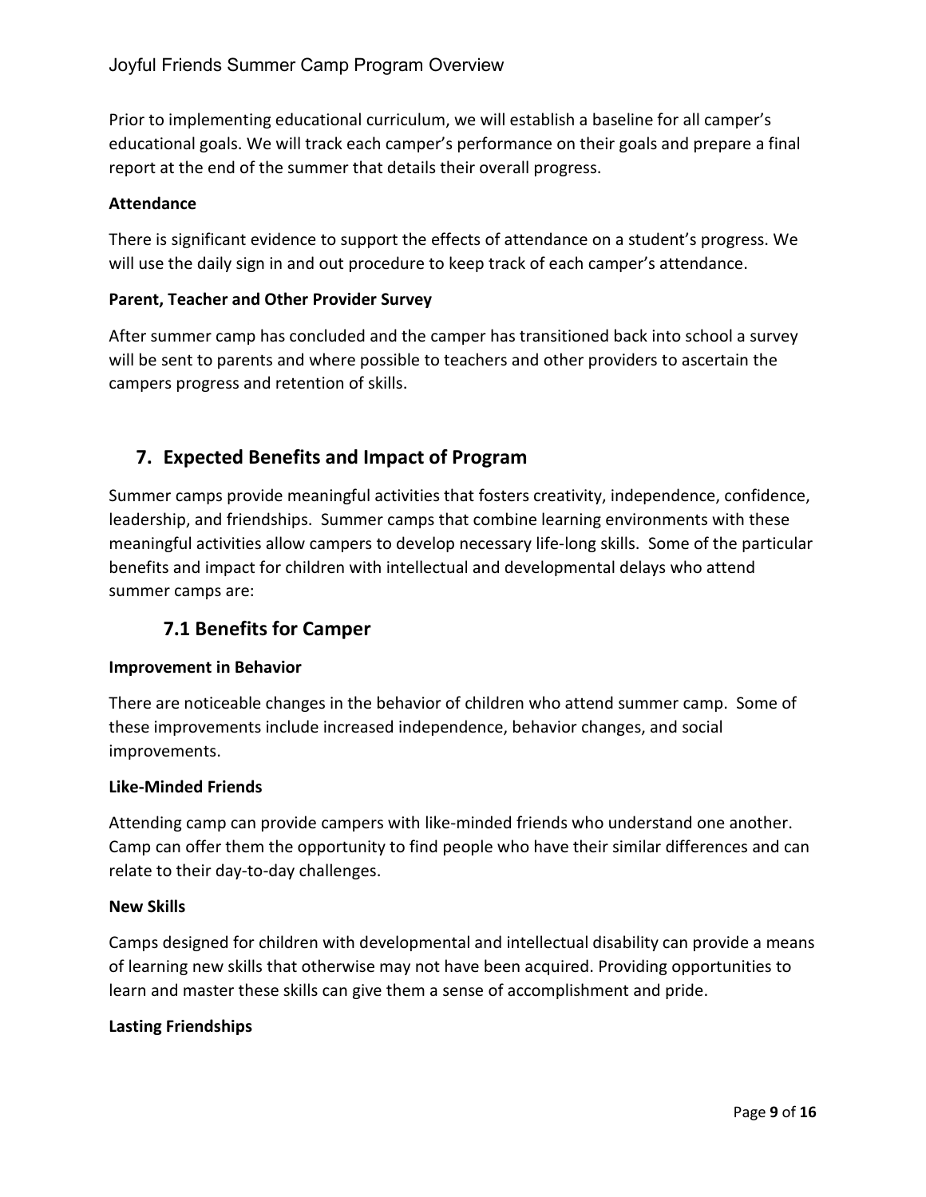Prior to implementing educational curriculum, we will establish a baseline for all camper's educational goals. We will track each camper's performance on their goals and prepare a final report at the end of the summer that details their overall progress.

**Attendance**

There is significant evidence to support the effects of attendance on a student's progress. We will use the daily sign in and out procedure to keep track of each camper's attendance.

**Parent, Teacher and Other Provider Survey**

After summer camp has concluded and the camper has transitioned back into school a survey will be sent to parents and where possible to teachers and other providers to ascertain the campers progress and retention of skills.

## 7. Expected Benefits and Impact of Program

Summer camps provide meaningful activities that fosters creativity, independence, confidence, leadership, and friendships. Summer camps that combine learning environments with these meaningful activities allow campers to develop necessary life-long skills. Some of the particular benefits and impact for children with intellectual and developmental delays who attend summer camps are:

### 7.1 Benefits for Camper

**Improvement in Behavior**

There are noticeable changes in the behavior of children who attend summer camp. Some of these improvements include increased independence, behavior changes, and social improvements.

**Like-Minded Friends**

Attending camp can provide campers with like-minded friends who understand one another. Camp can offer them the opportunity to find people who have their similar differences and can relate to their day-to-day challenges.

**New Skills**

Camps designed for children with developmental and intellectual disability can provide a means of learning new skills that otherwise may not have been acquired. Providing opportunities to learn and master these skills can give them a sense of accomplishment and pride.

**Lasting Friendships**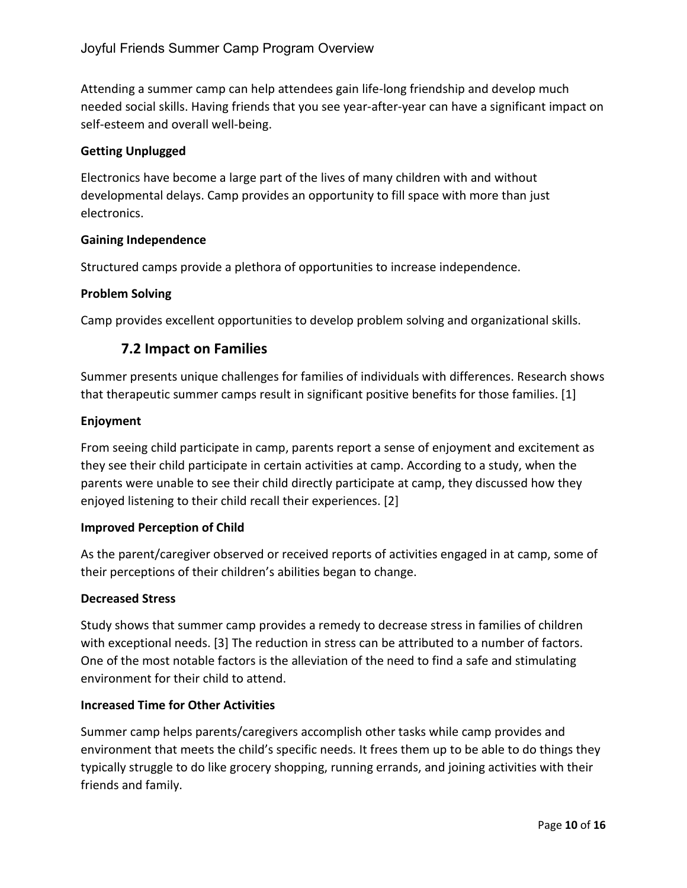Attending a summer camp can help attendees gain life-long friendship and develop much needed social skills. Having friends that you see year-after-year can have a significant impact on self-esteem and overall well-being.

**Getting Unplugged**

Electronics have become a large part of the lives of many children with and without developmental delays. Camp provides an opportunity to fill space with more than just electronics.

**Gaining Independence**

Structured camps provide a plethora of opportunities to increase independence.

**Problem Solving**

Camp provides excellent opportunities to develop problem solving and organizational skills.

## 7.2 Impact on Families

Summer presents unique challenges for families of individuals with differences. Research shows that therapeutic summer camps result in significant positive benefits for those families. [1]

**Enjoyment**

From seeing child participate in camp, parents report a sense of enjoyment and excitement as they see their child participate in certain activities at camp. According to a study, when the parents were unable to see their child directly participate at camp, they discussed how they enjoyed listening to their child recall their experiences. [2]

**Improved Perception of Child**

As the parent/caregiver observed or received reports of activities engaged in at camp, some of their perceptions of their children's abilities began to change.

**Decreased Stress**

Study shows that summer camp provides a remedy to decrease stress in families of children with exceptional needs. [3] The reduction in stress can be attributed to a number of factors. One of the most notable factors is the alleviation of the need to find a safe and stimulating environment for their child to attend.

**Increased Time for Other Activities**

Summer camp helps parents/caregivers accomplish other tasks while camp provides and environment that meets the child's specific needs. It frees them up to be able to do things they typically struggle to do like grocery shopping, running errands, and joining activities with their friends and family.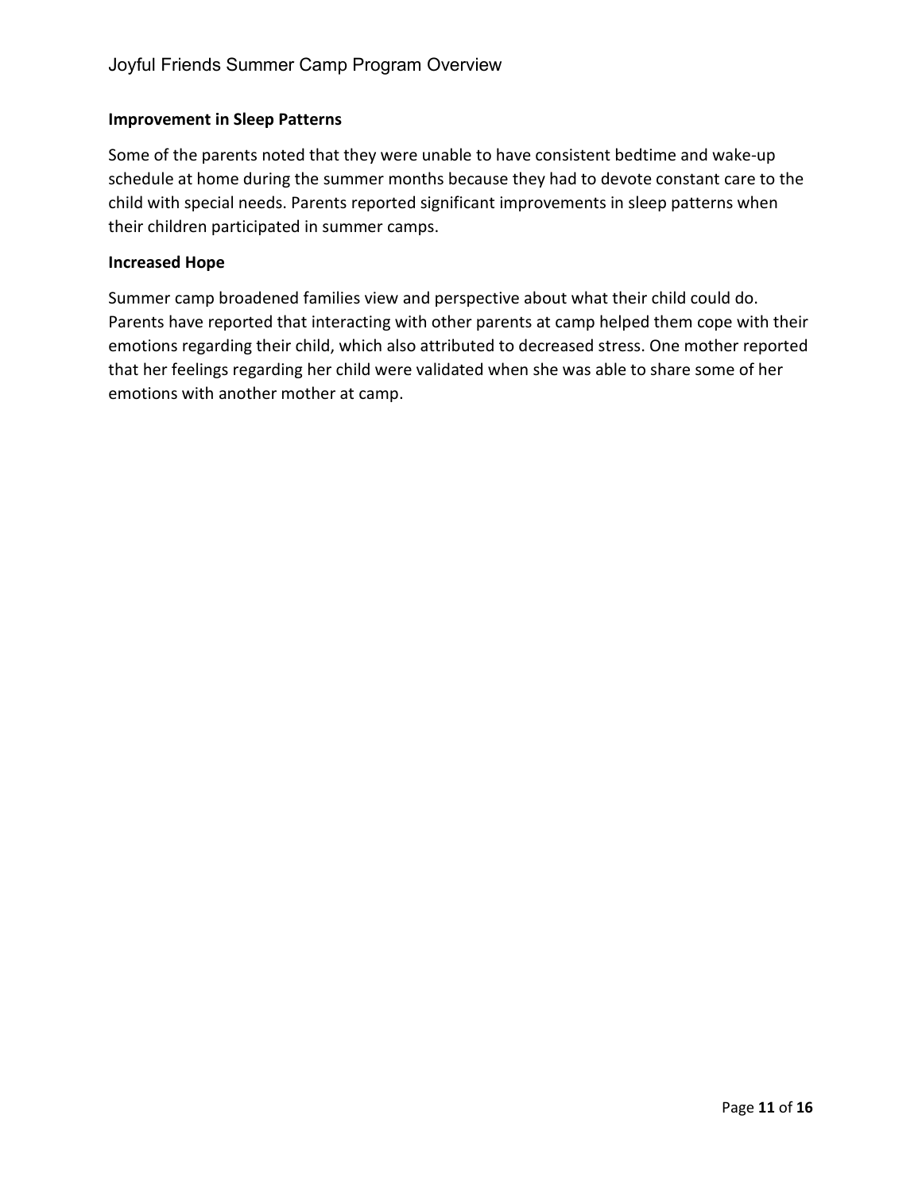**Improvement in Sleep Patterns**

Some of the parents noted that they were unable to have consistent bedtime and wake-up schedule at home during the summer months because they had to devote constant care to the child with special needs. Parents reported significant improvements in sleep patterns when their children participated in summer camps.

**Increased Hope**

Summer camp broadened families view and perspective about what their child could do. Parents have reported that interacting with other parents at camp helped them cope with their emotions regarding their child, which also attributed to decreased stress. One mother reported that her feelings regarding her child were validated when she was able to share some of her emotions with another mother at camp.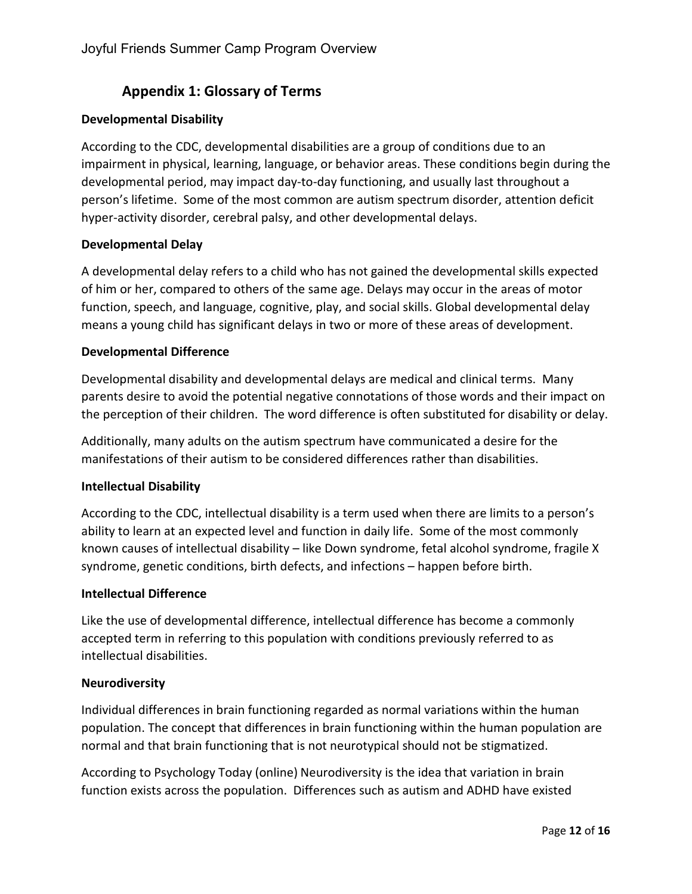## Appendix 1: Glossary of Terms

**Developmental Disability**

According to the CDC, developmental disabilities are a group of conditions due to an impairment in physical, learning, language, or behavior areas. These conditions begin during the developmental period, may impact day-to-day functioning, and usually last throughout a person's lifetime. Some of the most common are autism spectrum disorder, attention deficit hyper-activity disorder, cerebral palsy, and other developmental delays.

**Developmental Delay**

A developmental delay refers to a child who has not gained the developmental skills expected of him or her, compared to others of the same age. Delays may occur in the areas of motor function, speech, and language, cognitive, play, and social skills. Global developmental delay means a young child has significant delays in two or more of these areas of development.

**Developmental Difference**

Developmental disability and developmental delays are medical and clinical terms. Many parents desire to avoid the potential negative connotations of those words and their impact on the perception of their children. The word difference is often substituted for disability or delay.

Additionally, many adults on the autism spectrum have communicated a desire for the manifestations of their autism to be considered differences rather than disabilities.

**Intellectual Disability**

According to the CDC, intellectual disability is a term used when there are limits to a person's ability to learn at an expected level and function in daily life. Some of the most commonly known causes of intellectual disability – like Down syndrome, fetal alcohol syndrome, fragile X syndrome, genetic conditions, birth defects, and infections – happen before birth.

**Intellectual Difference**

Like the use of developmental difference, intellectual difference has become a commonly accepted term in referring to this population with conditions previously referred to as intellectual disabilities.

**Neurodiversity**

Individual differences in brain functioning regarded as normal variations within the human population. The concept that differences in brain functioning within the human population are normal and that brain functioning that is not neurotypical should not be stigmatized.

According to Psychology Today (online) Neurodiversity is the idea that variation in brain function exists across the population. Differences such as autism and ADHD have existed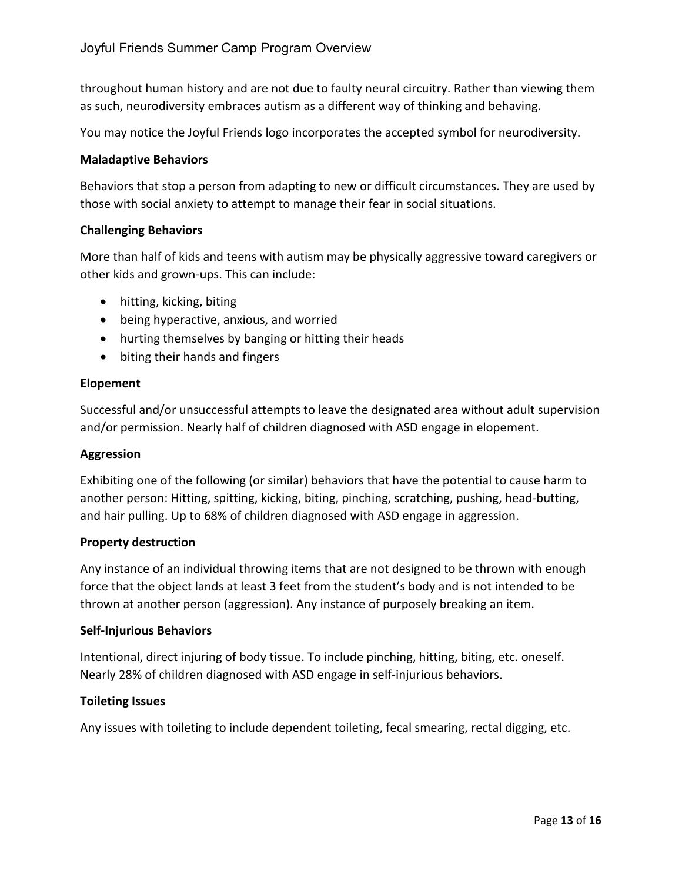throughout human history and are not due to faulty neural circuitry. Rather than viewing them as such, neurodiversity embraces autism as a different way of thinking and behaving.

You may notice the Joyful Friends logo incorporates the accepted symbol for neurodiversity.

**Maladaptive Behaviors**

Behaviors that stop a person from adapting to new or difficult circumstances. They are used by those with social anxiety to attempt to manage their fear in social situations.

**Challenging Behaviors**

More than half of kids and teens with autism may be physically aggressive toward caregivers or other kids and grown-ups. This can include:

- hitting, kicking, biting
- being hyperactive, anxious, and worried
- hurting themselves by banging or hitting their heads
- biting their hands and fingers

**Elopement**

Successful and/or unsuccessful attempts to leave the designated area without adult supervision and/or permission. Nearly half of children diagnosed with ASD engage in elopement.

**Aggression**

Exhibiting one of the following (or similar) behaviors that have the potential to cause harm to another person: Hitting, spitting, kicking, biting, pinching, scratching, pushing, head-butting, and hair pulling. Up to 68% of children diagnosed with ASD engage in aggression.

**Property destruction**

Any instance of an individual throwing items that are not designed to be thrown with enough force that the object lands at least 3 feet from the student's body and is not intended to be thrown at another person (aggression). Any instance of purposely breaking an item.

**Self-Injurious Behaviors**

Intentional, direct injuring of body tissue. To include pinching, hitting, biting, etc. oneself. Nearly 28% of children diagnosed with ASD engage in self-injurious behaviors.

**Toileting Issues**

Any issues with toileting to include dependent toileting, fecal smearing, rectal digging, etc.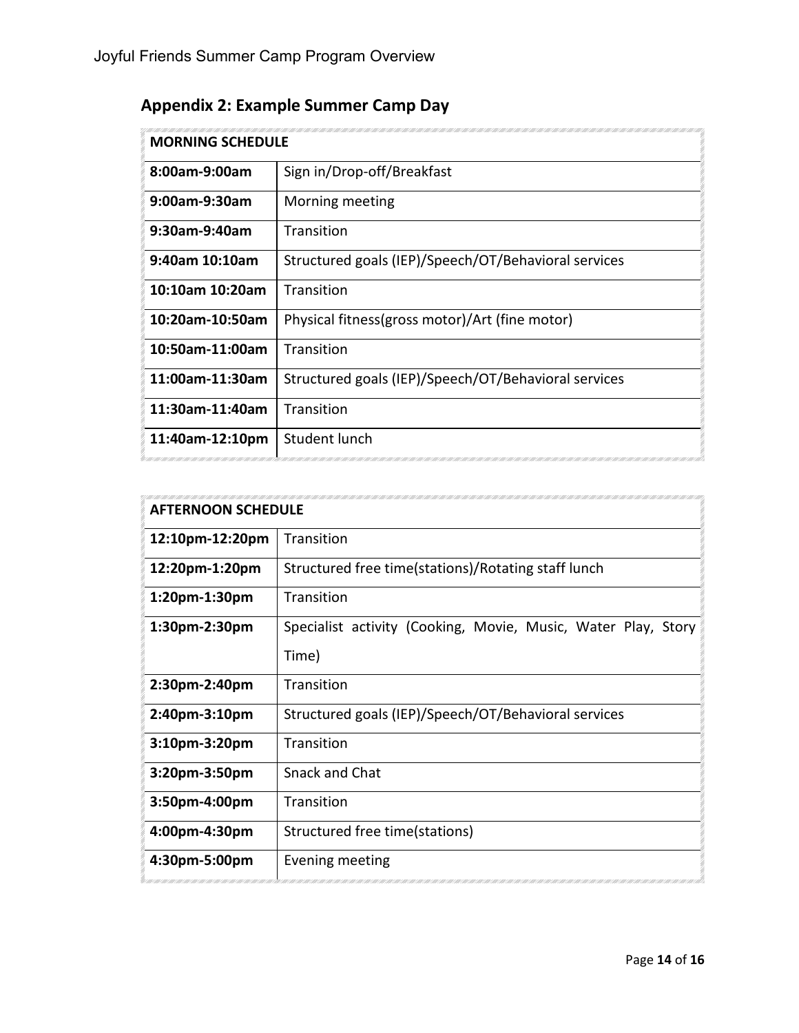## Appendix 2: Example Summer Camp Day

| MORNING SCHEDULE | |
|---|---|
| **8:00am-9:00am** | Sign in/Drop-off/Breakfast |
| **9:00am-9:30am** | Morning meeting |
| **9:30am-9:40am** | Transition |
| **9:40am 10:10am** | Structured goals (IEP)/Speech/OT/Behavioral services |
| **10:10am 10:20am** | Transition |
| **10:20am-10:50am** | Physical fitness(gross motor)/Art (fine motor) |
| **10:50am-11:00am** | Transition |
| **11:00am-11:30am** | Structured goals (IEP)/Speech/OT/Behavioral services |
| **11:30am-11:40am** | Transition |
| **11:40am-12:10pm** | Student lunch |

| AFTERNOON SCHEDULE | |
|---|---|
| **12:10pm-12:20pm** | Transition |
| **12:20pm-1:20pm** | Structured free time(stations)/Rotating staff lunch |
| **1:20pm-1:30pm** | Transition |
| **1:30pm-2:30pm** | Specialist activity (Cooking, Movie, Music, Water Play, Story Time) |
| **2:30pm-2:40pm** | Transition |
| **2:40pm-3:10pm** | Structured goals (IEP)/Speech/OT/Behavioral services |
| **3:10pm-3:20pm** | Transition |
| **3:20pm-3:50pm** | Snack and Chat |
| **3:50pm-4:00pm** | Transition |
| **4:00pm-4:30pm** | Structured free time(stations) |
| **4:30pm-5:00pm** | Evening meeting |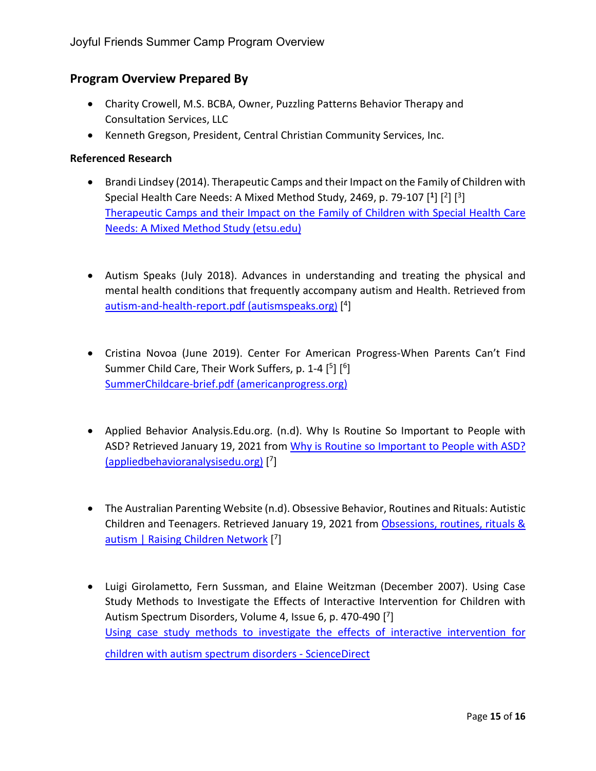## Program Overview Prepared By

- Charity Crowell, M.S. BCBA, Owner, Puzzling Patterns Behavior Therapy and Consultation Services, LLC
- Kenneth Gregson, President, Central Christian Community Services, Inc.

**Referenced Research**

- Brandi Lindsey (2014). Therapeutic Camps and their Impact on the Family of Children with Special Health Care Needs: A Mixed Method Study, 2469, p. 79-107 [1] [2] [3] Therapeutic Camps and their Impact on the Family of Children with Special Health Care Needs: A Mixed Method Study (etsu.edu)

- Autism Speaks (July 2018). Advances in understanding and treating the physical and mental health conditions that frequently accompany autism and Health. Retrieved from autism-and-health-report.pdf (autismspeaks.org) [4]

- Cristina Novoa (June 2019). Center For American Progress-When Parents Can't Find Summer Child Care, Their Work Suffers, p. 1-4 [5] [6] SummerChildcare-brief.pdf (americanprogress.org)

- Applied Behavior Analysis.Edu.org. (n.d). Why Is Routine So Important to People with ASD? Retrieved January 19, 2021 from Why is Routine so Important to People with ASD? (appliedbehavioranalysisedu.org) [7]

- The Australian Parenting Website (n.d). Obsessive Behavior, Routines and Rituals: Autistic Children and Teenagers. Retrieved January 19, 2021 from Obsessions, routines, rituals & autism | Raising Children Network [7]

- Luigi Girolametto, Fern Sussman, and Elaine Weitzman (December 2007). Using Case Study Methods to Investigate the Effects of Interactive Intervention for Children with Autism Spectrum Disorders, Volume 4, Issue 6, p. 470-490 [7] Using case study methods to investigate the effects of interactive intervention for children with autism spectrum disorders - ScienceDirect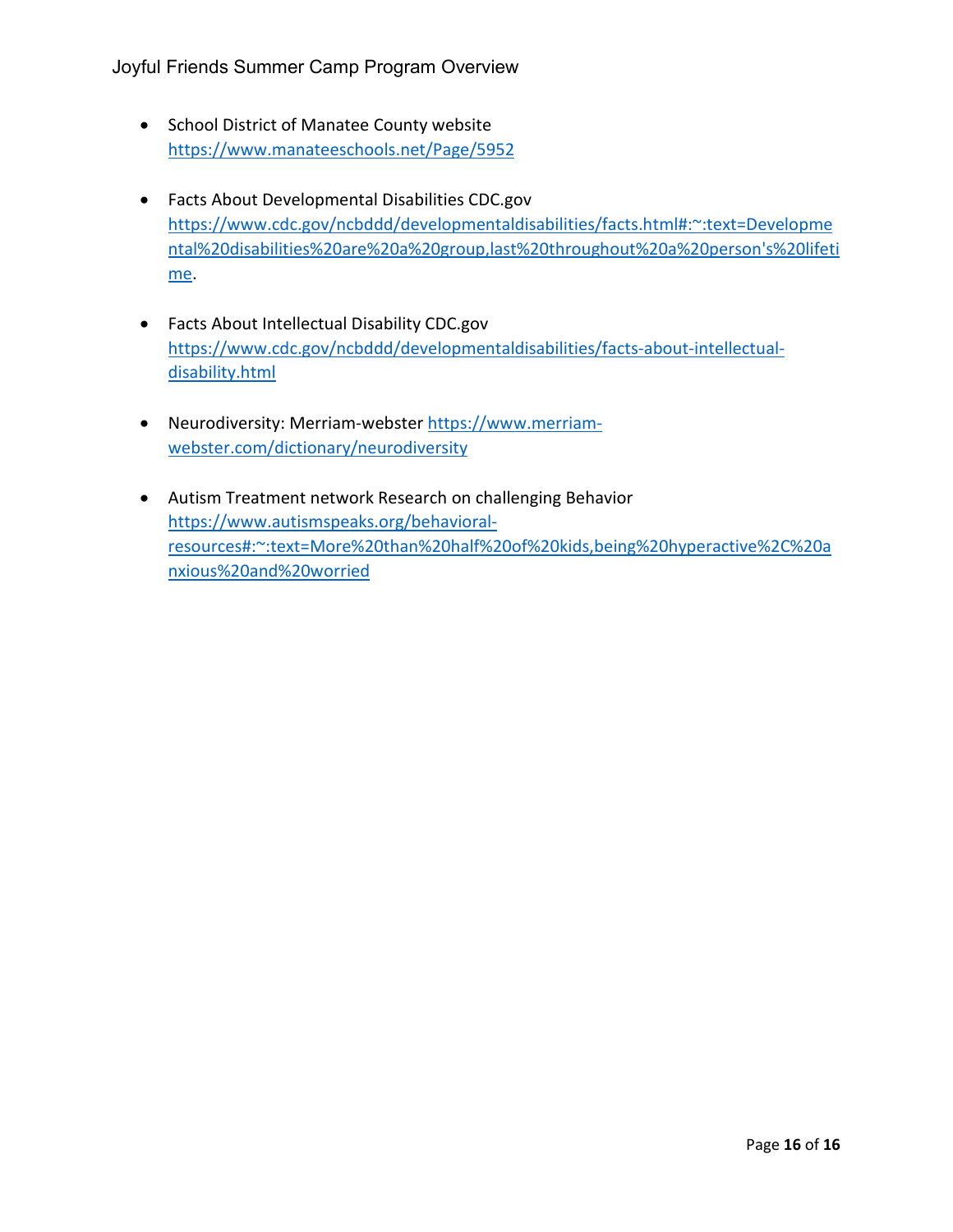- School District of Manatee County website https://www.manateeschools.net/Page/5952

- Facts About Developmental Disabilities CDC.gov https://www.cdc.gov/ncbddd/developmentaldisabilities/facts.html#:~:text=Developmental%20disabilities%20are%20a%20group,last%20throughout%20a%20person's%20lifetime.

- Facts About Intellectual Disability CDC.gov https://www.cdc.gov/ncbddd/developmentaldisabilities/facts-about-intellectual-disability.html

- Neurodiversity: Merriam-webster https://www.merriam-webster.com/dictionary/neurodiversity

- Autism Treatment network Research on challenging Behavior https://www.autismspeaks.org/behavioral-resources#:~:text=More%20than%20half%20of%20kids,being%20hyperactive%2C%20anxious%20and%20worried